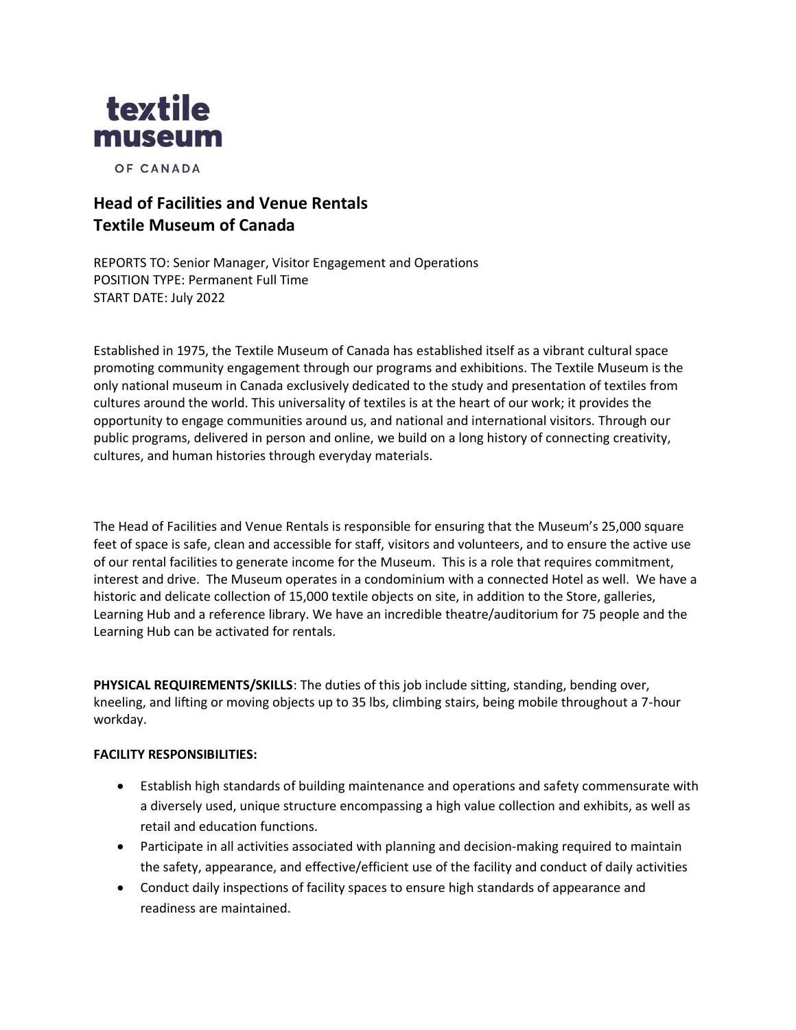textile museum

OF CANADA

## Head of Facilities and Venue Rentals
## Textile Museum of Canada

REPORTS TO: Senior Manager, Visitor Engagement and Operations
POSITION TYPE: Permanent Full Time
START DATE: July 2022

Established in 1975, the Textile Museum of Canada has established itself as a vibrant cultural space promoting community engagement through our programs and exhibitions. The Textile Museum is the only national museum in Canada exclusively dedicated to the study and presentation of textiles from cultures around the world. This universality of textiles is at the heart of our work; it provides the opportunity to engage communities around us, and national and international visitors. Through our public programs, delivered in person and online, we build on a long history of connecting creativity, cultures, and human histories through everyday materials.

The Head of Facilities and Venue Rentals is responsible for ensuring that the Museum's 25,000 square feet of space is safe, clean and accessible for staff, visitors and volunteers, and to ensure the active use of our rental facilities to generate income for the Museum. This is a role that requires commitment, interest and drive. The Museum operates in a condominium with a connected Hotel as well. We have a historic and delicate collection of 15,000 textile objects on site, in addition to the Store, galleries, Learning Hub and a reference library. We have an incredible theatre/auditorium for 75 people and the Learning Hub can be activated for rentals.

**PHYSICAL REQUIREMENTS/SKILLS**: The duties of this job include sitting, standing, bending over, kneeling, and lifting or moving objects up to 35 lbs, climbing stairs, being mobile throughout a 7-hour workday.

**FACILITY RESPONSIBILITIES:**

- Establish high standards of building maintenance and operations and safety commensurate with a diversely used, unique structure encompassing a high value collection and exhibits, as well as retail and education functions.
- Participate in all activities associated with planning and decision-making required to maintain the safety, appearance, and effective/efficient use of the facility and conduct of daily activities
- Conduct daily inspections of facility spaces to ensure high standards of appearance and readiness are maintained.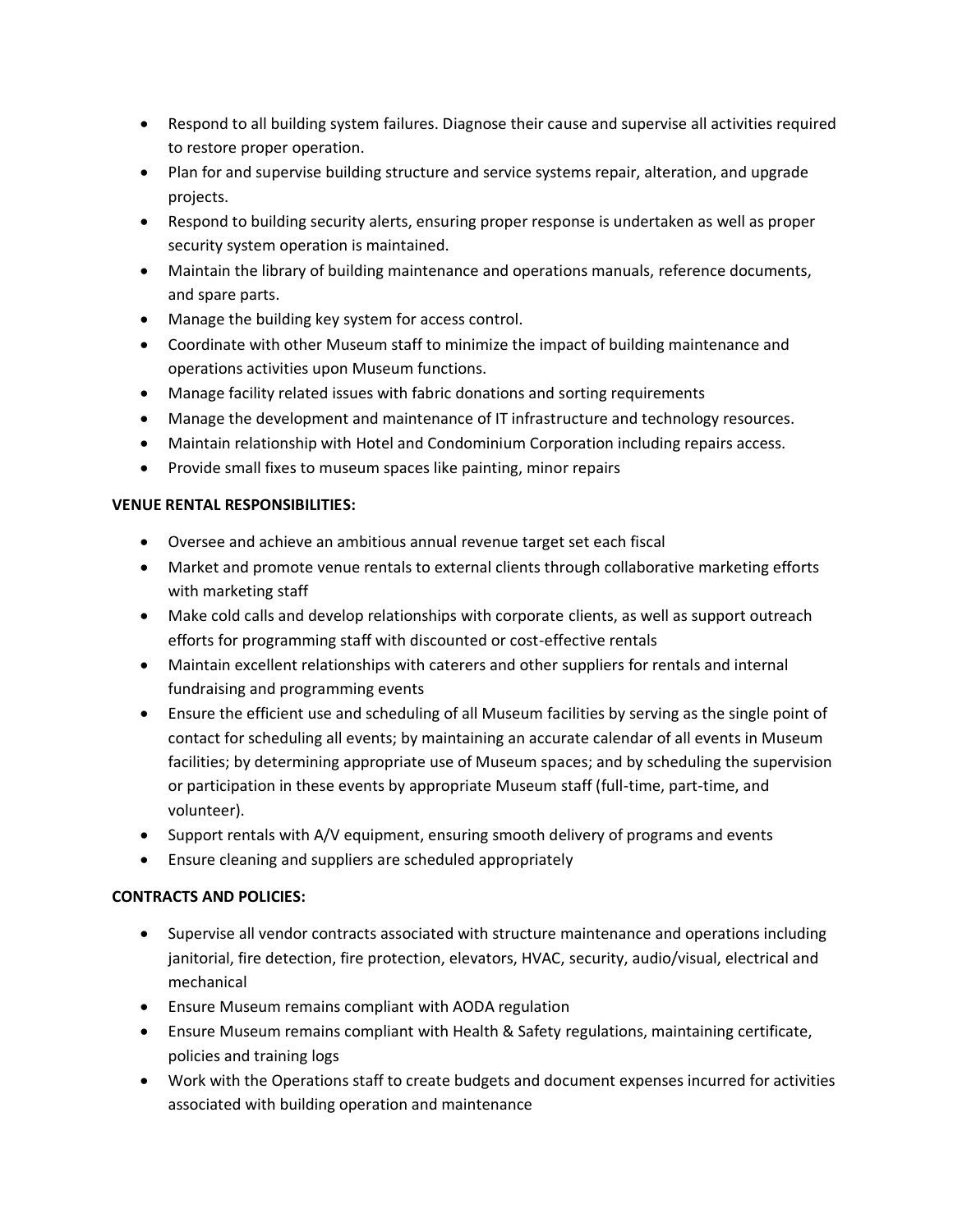- Respond to all building system failures. Diagnose their cause and supervise all activities required to restore proper operation.
- Plan for and supervise building structure and service systems repair, alteration, and upgrade projects.
- Respond to building security alerts, ensuring proper response is undertaken as well as proper security system operation is maintained.
- Maintain the library of building maintenance and operations manuals, reference documents, and spare parts.
- Manage the building key system for access control.
- Coordinate with other Museum staff to minimize the impact of building maintenance and operations activities upon Museum functions.
- Manage facility related issues with fabric donations and sorting requirements
- Manage the development and maintenance of IT infrastructure and technology resources.
- Maintain relationship with Hotel and Condominium Corporation including repairs access.
- Provide small fixes to museum spaces like painting, minor repairs

**VENUE RENTAL RESPONSIBILITIES:**

- Oversee and achieve an ambitious annual revenue target set each fiscal
- Market and promote venue rentals to external clients through collaborative marketing efforts with marketing staff
- Make cold calls and develop relationships with corporate clients, as well as support outreach efforts for programming staff with discounted or cost-effective rentals
- Maintain excellent relationships with caterers and other suppliers for rentals and internal fundraising and programming events
- Ensure the efficient use and scheduling of all Museum facilities by serving as the single point of contact for scheduling all events; by maintaining an accurate calendar of all events in Museum facilities; by determining appropriate use of Museum spaces; and by scheduling the supervision or participation in these events by appropriate Museum staff (full-time, part-time, and volunteer).
- Support rentals with A/V equipment, ensuring smooth delivery of programs and events
- Ensure cleaning and suppliers are scheduled appropriately

**CONTRACTS AND POLICIES:**

- Supervise all vendor contracts associated with structure maintenance and operations including janitorial, fire detection, fire protection, elevators, HVAC, security, audio/visual, electrical and mechanical
- Ensure Museum remains compliant with AODA regulation
- Ensure Museum remains compliant with Health & Safety regulations, maintaining certificate, policies and training logs
- Work with the Operations staff to create budgets and document expenses incurred for activities associated with building operation and maintenance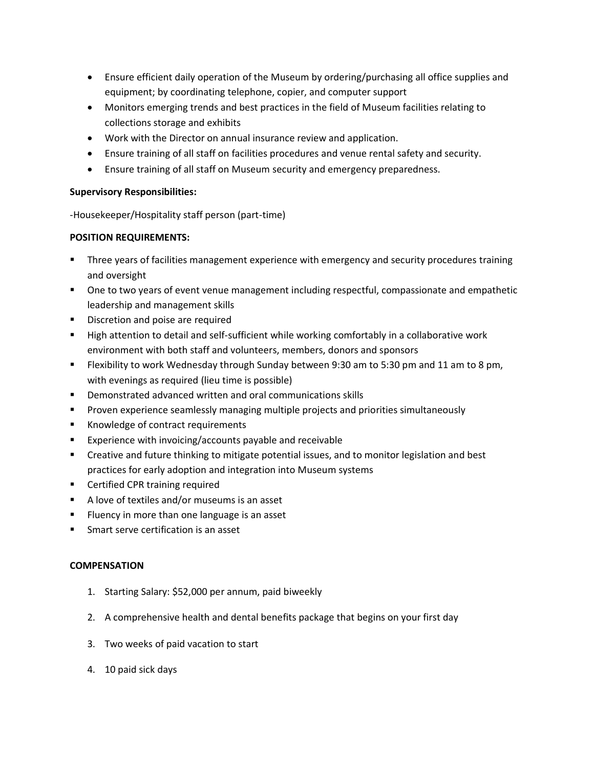- Ensure efficient daily operation of the Museum by ordering/purchasing all office supplies and equipment; by coordinating telephone, copier, and computer support
- Monitors emerging trends and best practices in the field of Museum facilities relating to collections storage and exhibits
- Work with the Director on annual insurance review and application.
- Ensure training of all staff on facilities procedures and venue rental safety and security.
- Ensure training of all staff on Museum security and emergency preparedness.

**Supervisory Responsibilities:**

-Housekeeper/Hospitality staff person (part-time)

**POSITION REQUIREMENTS:**

- Three years of facilities management experience with emergency and security procedures training and oversight
- One to two years of event venue management including respectful, compassionate and empathetic leadership and management skills
- Discretion and poise are required
- High attention to detail and self-sufficient while working comfortably in a collaborative work environment with both staff and volunteers, members, donors and sponsors
- Flexibility to work Wednesday through Sunday between 9:30 am to 5:30 pm and 11 am to 8 pm, with evenings as required (lieu time is possible)
- Demonstrated advanced written and oral communications skills
- Proven experience seamlessly managing multiple projects and priorities simultaneously
- Knowledge of contract requirements
- Experience with invoicing/accounts payable and receivable
- Creative and future thinking to mitigate potential issues, and to monitor legislation and best practices for early adoption and integration into Museum systems
- Certified CPR training required
- A love of textiles and/or museums is an asset
- Fluency in more than one language is an asset
- Smart serve certification is an asset

**COMPENSATION**

1. Starting Salary: $52,000 per annum, paid biweekly
2. A comprehensive health and dental benefits package that begins on your first day
3. Two weeks of paid vacation to start
4. 10 paid sick days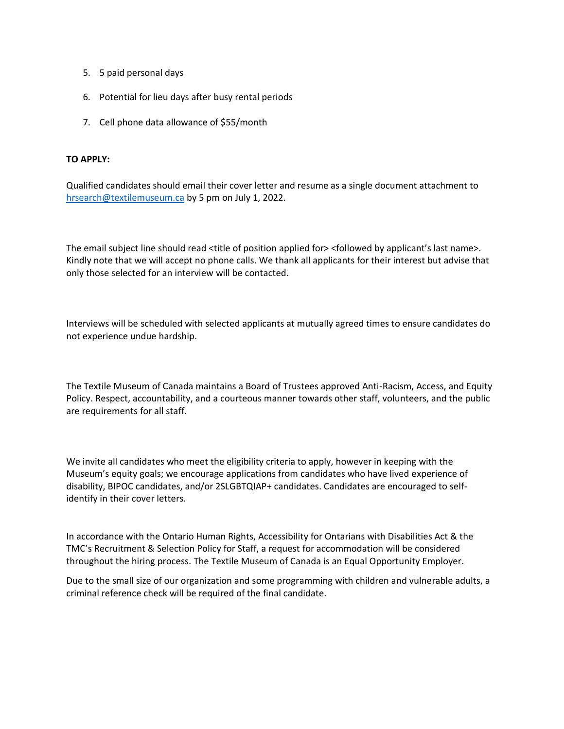5. 5 paid personal days
6. Potential for lieu days after busy rental periods
7. Cell phone data allowance of $55/month

**TO APPLY:**

Qualified candidates should email their cover letter and resume as a single document attachment to hrsearch@textilemuseum.ca by 5 pm on July 1, 2022.

The email subject line should read <title of position applied for> <followed by applicant's last name>. Kindly note that we will accept no phone calls. We thank all applicants for their interest but advise that only those selected for an interview will be contacted.

Interviews will be scheduled with selected applicants at mutually agreed times to ensure candidates do not experience undue hardship.

The Textile Museum of Canada maintains a Board of Trustees approved Anti-Racism, Access, and Equity Policy. Respect, accountability, and a courteous manner towards other staff, volunteers, and the public are requirements for all staff.

We invite all candidates who meet the eligibility criteria to apply, however in keeping with the Museum's equity goals; we encourage applications from candidates who have lived experience of disability, BIPOC candidates, and/or 2SLGBTQIAP+ candidates. Candidates are encouraged to self-identify in their cover letters.

In accordance with the Ontario Human Rights, Accessibility for Ontarians with Disabilities Act & the TMC's Recruitment & Selection Policy for Staff, a request for accommodation will be considered throughout the hiring process. The Textile Museum of Canada is an Equal Opportunity Employer.

Due to the small size of our organization and some programming with children and vulnerable adults, a criminal reference check will be required of the final candidate.